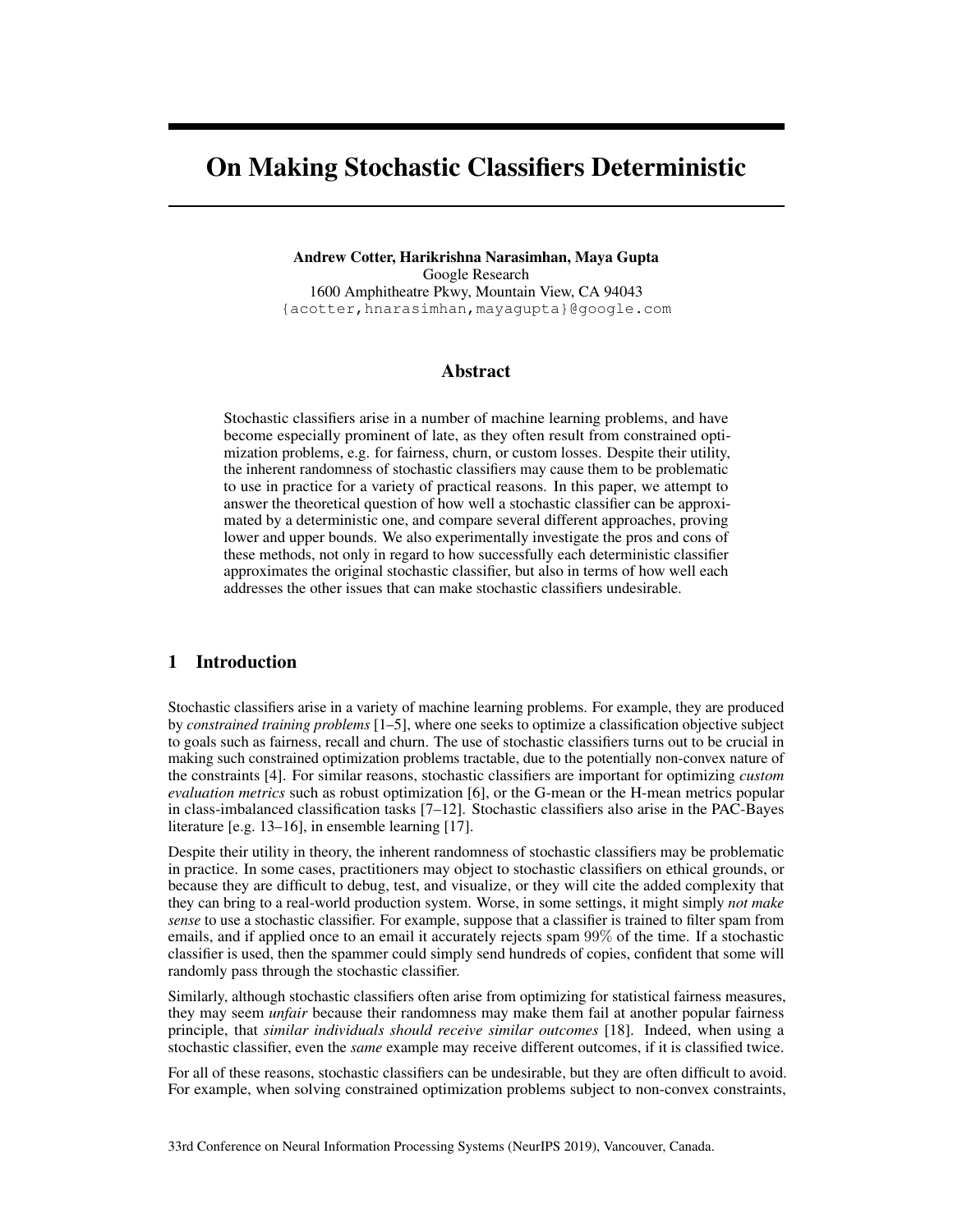# On Making Stochastic Classifiers Deterministic

**Andrew Cotter, Harikrishna Narasimhan, Maya Gupta**
Google Research
1600 Amphitheatre Pkwy, Mountain View, CA 94043
{acotter,hnarasimhan,mayagupta}@google.com

## Abstract

Stochastic classifiers arise in a number of machine learning problems, and have become especially prominent of late, as they often result from constrained optimization problems, e.g. for fairness, churn, or custom losses. Despite their utility, the inherent randomness of stochastic classifiers may cause them to be problematic to use in practice for a variety of practical reasons. In this paper, we attempt to answer the theoretical question of how well a stochastic classifier can be approximated by a deterministic one, and compare several different approaches, proving lower and upper bounds. We also experimentally investigate the pros and cons of these methods, not only in regard to how successfully each deterministic classifier approximates the original stochastic classifier, but also in terms of how well each addresses the other issues that can make stochastic classifiers undesirable.

## 1 Introduction

Stochastic classifiers arise in a variety of machine learning problems. For example, they are produced by *constrained training problems* [1–5], where one seeks to optimize a classification objective subject to goals such as fairness, recall and churn. The use of stochastic classifiers turns out to be crucial in making such constrained optimization problems tractable, due to the potentially non-convex nature of the constraints [4]. For similar reasons, stochastic classifiers are important for optimizing *custom evaluation metrics* such as robust optimization [6], or the G-mean or the H-mean metrics popular in class-imbalanced classification tasks [7–12]. Stochastic classifiers also arise in the PAC-Bayes literature [e.g. 13–16], in ensemble learning [17].

Despite their utility in theory, the inherent randomness of stochastic classifiers may be problematic in practice. In some cases, practitioners may object to stochastic classifiers on ethical grounds, or because they are difficult to debug, test, and visualize, or they will cite the added complexity that they can bring to a real-world production system. Worse, in some settings, it might simply *not make sense* to use a stochastic classifier. For example, suppose that a classifier is trained to filter spam from emails, and if applied once to an email it accurately rejects spam $99\%$ of the time. If a stochastic classifier is used, then the spammer could simply send hundreds of copies, confident that some will randomly pass through the stochastic classifier.

Similarly, although stochastic classifiers often arise from optimizing for statistical fairness measures, they may seem *unfair* because their randomness may make them fail at another popular fairness principle, that *similar individuals should receive similar outcomes* [18]. Indeed, when using a stochastic classifier, even the *same* example may receive different outcomes, if it is classified twice.

For all of these reasons, stochastic classifiers can be undesirable, but they are often difficult to avoid. For example, when solving constrained optimization problems subject to non-convex constraints,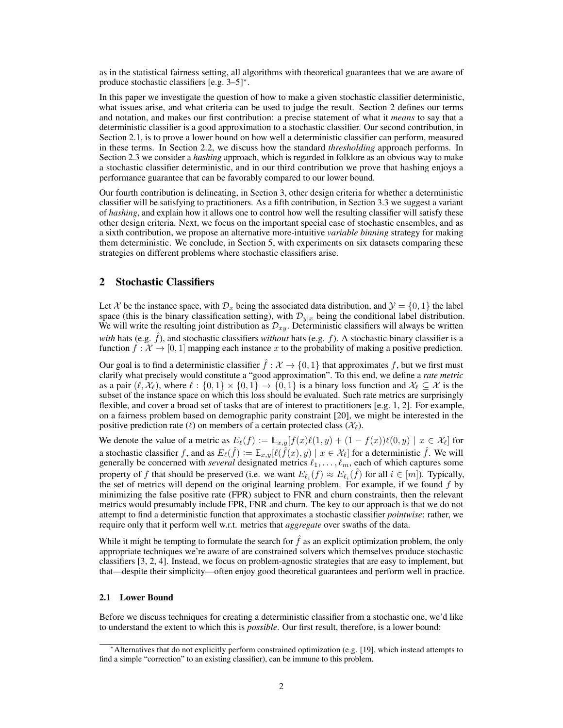as in the statistical fairness setting, all algorithms with theoretical guarantees that we are aware of produce stochastic classifiers [e.g. 3–5]*.

In this paper we investigate the question of how to make a given stochastic classifier deterministic, what issues arise, and what criteria can be used to judge the result. Section 2 defines our terms and notation, and makes our first contribution: a precise statement of what it *means* to say that a deterministic classifier is a good approximation to a stochastic classifier. Our second contribution, in Section 2.1, is to prove a lower bound on how well a deterministic classifier can perform, measured in these terms. In Section 2.2, we discuss how the standard *thresholding* approach performs. In Section 2.3 we consider a *hashing* approach, which is regarded in folklore as an obvious way to make a stochastic classifier deterministic, and in our third contribution we prove that hashing enjoys a performance guarantee that can be favorably compared to our lower bound.

Our fourth contribution is delineating, in Section 3, other design criteria for whether a deterministic classifier will be satisfying to practitioners. As a fifth contribution, in Section 3.3 we suggest a variant of *hashing*, and explain how it allows one to control how well the resulting classifier will satisfy these other design criteria. Next, we focus on the important special case of stochastic ensembles, and as a sixth contribution, we propose an alternative more-intuitive *variable binning* strategy for making them deterministic. We conclude, in Section 5, with experiments on six datasets comparing these strategies on different problems where stochastic classifiers arise.

## 2 Stochastic Classifiers

Let $\mathcal{X}$ be the instance space, with $\mathcal{D}_x$ being the associated data distribution, and $\mathcal{Y} = \{0, 1\}$ the label space (this is the binary classification setting), with $\mathcal{D}_{y|x}$ being the conditional label distribution. We will write the resulting joint distribution as $\mathcal{D}_{xy}$. Deterministic classifiers will always be written *with* hats (e.g. $\hat{f}$), and stochastic classifiers *without* hats (e.g. $f$). A stochastic binary classifier is a function $f : \mathcal{X} \to [0, 1]$ mapping each instance $x$ to the probability of making a positive prediction.

Our goal is to find a deterministic classifier $\hat{f} : \mathcal{X} \to \{0, 1\}$ that approximates $f$, but we first must clarify what precisely would constitute a "good approximation". To this end, we define a *rate metric* as a pair $(\ell, \mathcal{X}_\ell)$, where $\ell : \{0, 1\} \times \{0, 1\} \to \{0, 1\}$ is a binary loss function and $\mathcal{X}_\ell \subseteq \mathcal{X}$ is the subset of the instance space on which this loss should be evaluated. Such rate metrics are surprisingly flexible, and cover a broad set of tasks that are of interest to practitioners [e.g. 1, 2]. For example, on a fairness problem based on demographic parity constraint [20], we might be interested in the positive prediction rate ($\ell$) on members of a certain protected class ($\mathcal{X}_\ell$).

We denote the value of a metric as $E_\ell(f) := \mathbb{E}_{x,y}[f(x)\ell(1, y) + (1 - f(x))\ell(0, y) \mid x \in \mathcal{X}_\ell]$ for a stochastic classifier $f$, and as $E_\ell(\hat{f}) := \mathbb{E}_{x,y}[\ell(\hat{f}(x), y) \mid x \in \mathcal{X}_\ell]$ for a deterministic classifier $\hat{f}$. We will generally be concerned with *several* designated metrics $\ell_1, \ldots, \ell_m$, each of which captures some property of $f$ that should be preserved (i.e. we want $E_{\ell_i}(f) \approx E_{\ell_i}(\hat{f})$ for all $i \in [m]$). Typically, the set of metrics will depend on the original learning problem. For example, if we found $f$ by minimizing the false positive rate (FPR) subject to FNR and churn constraints, then the relevant metrics would presumably include FPR, FNR and churn. The key to our approach is that we do not attempt to find a deterministic function that approximates a stochastic classifier *pointwise*: rather, we require only that it perform well w.r.t. metrics that *aggregate* over swaths of the data.

While it might be tempting to formulate the search for $\hat{f}$ as an explicit optimization problem, the only appropriate techniques we're aware of are constrained solvers which themselves produce stochastic classifiers [3, 2, 4]. Instead, we focus on problem-agnostic strategies that are easy to implement, but that—despite their simplicity—often enjoy good theoretical guarantees and perform well in practice.

### 2.1 Lower Bound

Before we discuss techniques for creating a deterministic classifier from a stochastic one, we'd like to understand the extent to which this is *possible*. Our first result, therefore, is a lower bound:

*Alternatives that do not explicitly perform constrained optimization (e.g. [19], which instead attempts to find a simple "correction" to an existing classifier), can be immune to this problem.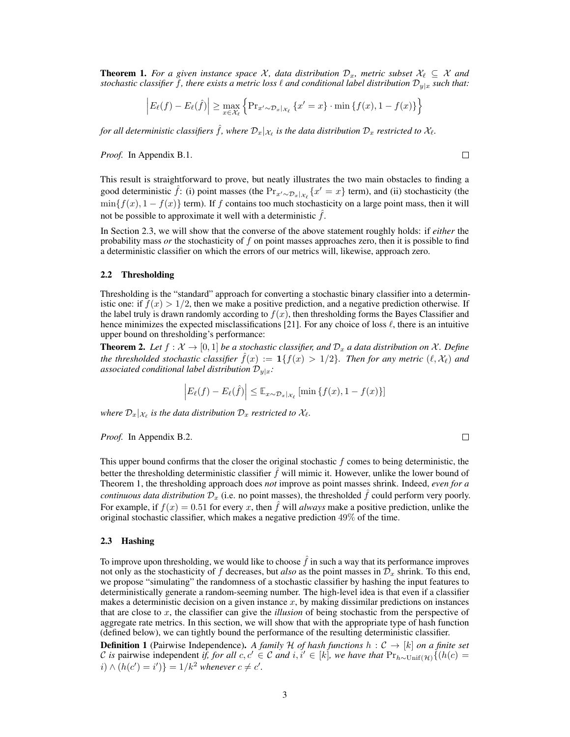**Theorem 1.** *For a given instance space $\mathcal{X}$, data distribution $\mathcal{D}_x$, metric subset $\mathcal{X}_\ell \subseteq \mathcal{X}$ and stochastic classifier $f$, there exists a metric loss $\ell$ and conditional label distribution $\mathcal{D}_{y|x}$ such that:*

$$\left| E_\ell(f) - E_\ell(\hat{f}) \right| \geq \max_{x \in \mathcal{X}_\ell} \left\{ \Pr_{x' \sim \mathcal{D}_x|_{\mathcal{X}_\ell}} \{x' = x\} \cdot \min\{f(x), 1 - f(x)\} \right\}$$

*for all deterministic classifiers $\hat{f}$, where $\mathcal{D}_x|_{\mathcal{X}_\ell}$ is the data distribution $\mathcal{D}_x$ restricted to $\mathcal{X}_\ell$.*

*Proof.* In Appendix B.1. □

This result is straightforward to prove, but neatly illustrates the two main obstacles to finding a good deterministic $\hat{f}$: (i) point masses (the $\Pr_{x' \sim \mathcal{D}_x|_{\mathcal{X}_\ell}}\{x' = x\}$ term), and (ii) stochasticity (the $\min\{f(x), 1 - f(x)\}$ term). If $f$ contains too much stochasticity on a large point mass, then it will not be possible to approximate it well with a deterministic $\hat{f}$.

In Section 2.3, we will show that the converse of the above statement roughly holds: if *either* the probability mass *or* the stochasticity of $f$ on point masses approaches zero, then it is possible to find a deterministic classifier on which the errors of our metrics will, likewise, approach zero.

### 2.2 Thresholding

Thresholding is the "standard" approach for converting a stochastic binary classifier into a deterministic one: if $f(x) > 1/2$, then we make a positive prediction, and a negative prediction otherwise. If the label truly is drawn randomly according to $f(x)$, then thresholding forms the Bayes Classifier and hence minimizes the expected misclassifications [21]. For any choice of loss $\ell$, there is an intuitive upper bound on thresholding's performance:

**Theorem 2.** *Let $f : \mathcal{X} \to [0, 1]$ be a stochastic classifier, and $\mathcal{D}_x$ a data distribution on $\mathcal{X}$. Define the thresholded stochastic classifier $\hat{f}(x) := \mathbf{1}\{f(x) > 1/2\}$. Then for any metric $(\ell, \mathcal{X}_\ell)$ and associated conditional label distribution $\mathcal{D}_{y|x}$:*

$$\left| E_\ell(f) - E_\ell(\hat{f}) \right| \leq \mathbb{E}_{x \sim \mathcal{D}_x|_{\mathcal{X}_\ell}} \left[ \min\{f(x), 1 - f(x)\} \right]$$

*where $\mathcal{D}_x|_{\mathcal{X}_\ell}$ is the data distribution $\mathcal{D}_x$ restricted to $\mathcal{X}_\ell$.*

*Proof.* In Appendix B.2. □

This upper bound confirms that the closer the original stochastic $f$ comes to being deterministic, the better the thresholding deterministic classifier $\hat{f}$ will mimic it. However, unlike the lower bound of Theorem 1, the thresholding approach does *not* improve as point masses shrink. Indeed, *even for a continuous data distribution $\mathcal{D}_x$* (i.e. no point masses), the thresholded $\hat{f}$ could perform very poorly. For example, if $f(x) = 0.51$ for every $x$, then $\hat{f}$ will *always* make a positive prediction, unlike the original stochastic classifier, which makes a negative prediction 49% of the time.

### 2.3 Hashing

To improve upon thresholding, we would like to choose $\hat{f}$ in such a way that its performance improves not only as the stochasticity of $f$ decreases, but *also* as the point masses in $\mathcal{D}_x$ shrink. To this end, we propose "simulating" the randomness of a stochastic classifier by hashing the input features to deterministically generate a random-seeming number. The high-level idea is that even if a classifier makes a deterministic decision on a given instance $x$, by making dissimilar predictions on instances that are close to $x$, the classifier can give the *illusion* of being stochastic from the perspective of aggregate rate metrics. In this section, we will show that with the appropriate type of hash function (defined below), we can tightly bound the performance of the resulting deterministic classifier.

**Definition 1** (Pairwise Independence)**.** *A family $\mathcal{H}$ of hash functions $h : \mathcal{C} \to [k]$ on a finite set $\mathcal{C}$ is* pairwise independent *if, for all $c, c' \in \mathcal{C}$ and $i, i' \in [k]$, we have that $\Pr_{h \sim \mathrm{Unif}(\mathcal{H})}\{(h(c) = i) \wedge (h(c') = i')\} = 1/k^2$ whenever $c \neq c'$.*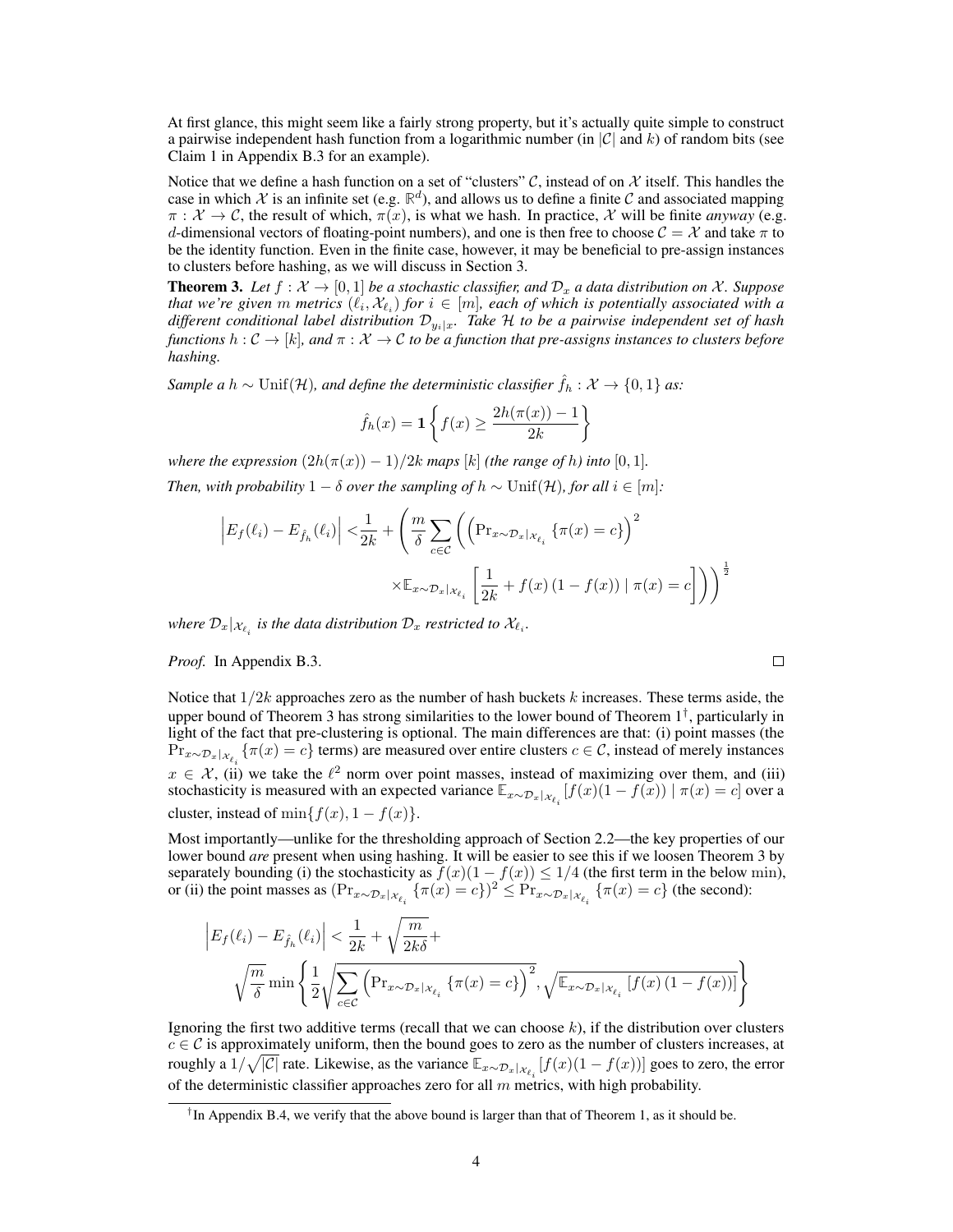At first glance, this might seem like a fairly strong property, but it's actually quite simple to construct a pairwise independent hash function from a logarithmic number (in $|\mathcal{C}|$ and $k$) of random bits (see Claim 1 in Appendix B.3 for an example).

Notice that we define a hash function on a set of "clusters" $\mathcal{C}$, instead of on $\mathcal{X}$ itself. This handles the case in which $\mathcal{X}$ is an infinite set (e.g. $\mathbb{R}^d$), and allows us to define a finite $\mathcal{C}$ and associated mapping $\pi : \mathcal{X} \to \mathcal{C}$, the result of which, $\pi(x)$, is what we hash. In practice, $\mathcal{X}$ will be finite *anyway* (e.g. $d$-dimensional vectors of floating-point numbers), and one is then free to choose $\mathcal{C} = \mathcal{X}$ and take $\pi$ to be the identity function. Even in the finite case, however, it may be beneficial to pre-assign instances to clusters before hashing, as we will discuss in Section 3.

**Theorem 3.** *Let $f : \mathcal{X} \to [0, 1]$ be a stochastic classifier, and $\mathcal{D}_x$ a data distribution on $\mathcal{X}$. Suppose that we're given $m$ metrics $(\ell_i, \mathcal{X}_{\ell_i})$ for $i \in [m]$, each of which is potentially associated with a different conditional label distribution $\mathcal{D}_{y_i|x}$. Take $\mathcal{H}$ to be a pairwise independent set of hash functions $h : \mathcal{C} \to [k]$, and $\pi : \mathcal{X} \to \mathcal{C}$ to be a function that pre-assigns instances to clusters before hashing.*

*Sample a $h \sim \mathrm{Unif}(\mathcal{H})$, and define the deterministic classifier $\hat{f}_h : \mathcal{X} \to \{0, 1\}$ as:*

$$\hat{f}_h(x) = \mathbf{1}\left\{ f(x) \geq \frac{2h(\pi(x)) - 1}{2k} \right\}$$

*where the expression $(2h(\pi(x)) - 1)/2k$ maps $[k]$ (the range of $h$) into $[0, 1]$.*

*Then, with probability $1 - \delta$ over the sampling of $h \sim \mathrm{Unif}(\mathcal{H})$, for all $i \in [m]$:*

$$\left| E_f(\ell_i) - E_{\hat{f}_h}(\ell_i) \right| < \frac{1}{2k} + \left( \frac{m}{\delta} \sum_{c \in \mathcal{C}} \left( \left( \mathrm{Pr}_{x \sim \mathcal{D}_x|_{\mathcal{X}_{\ell_i}}} \left\{ \pi(x) = c \right\} \right)^2 \times \mathbb{E}_{x \sim \mathcal{D}_x|_{\mathcal{X}_{\ell_i}}} \left[ \frac{1}{2k} + f(x)\left(1 - f(x)\right) \mid \pi(x) = c \right] \right) \right)^{\frac{1}{2}}$$

*where $\mathcal{D}_x|_{\mathcal{X}_{\ell_i}}$ is the data distribution $\mathcal{D}_x$ restricted to $\mathcal{X}_{\ell_i}$.*

*Proof.* In Appendix B.3. $\square$

Notice that $1/2k$ approaches zero as the number of hash buckets $k$ increases. These terms aside, the upper bound of Theorem 3 has strong similarities to the lower bound of Theorem 1[†], particularly in light of the fact that pre-clustering is optional. The main differences are that: (i) point masses (the $\mathrm{Pr}_{x \sim \mathcal{D}_x|_{\mathcal{X}_{\ell_i}}} \{\pi(x) = c\}$ terms) are measured over entire clusters $c \in \mathcal{C}$, instead of merely instances $x \in \mathcal{X}$, (ii) we take the $\ell^2$ norm over point masses, instead of maximizing over them, and (iii) stochasticity is measured with an expected variance $\mathbb{E}_{x \sim \mathcal{D}_x|_{\mathcal{X}_{\ell_i}}}[f(x)(1 - f(x)) \mid \pi(x) = c]$ over a cluster, instead of $\min\{f(x), 1 - f(x)\}$.

Most importantly—unlike for the thresholding approach of Section 2.2—the key properties of our lower bound *are* present when using hashing. It will be easier to see this if we loosen Theorem 3 by separately bounding (i) the stochasticity as $f(x)(1 - f(x)) \leq 1/4$ (the first term in the below min), or (ii) the point masses as $(\mathrm{Pr}_{x \sim \mathcal{D}_x|_{\mathcal{X}_{\ell_i}}} \{\pi(x) = c\})^2 \leq \mathrm{Pr}_{x \sim \mathcal{D}_x|_{\mathcal{X}_{\ell_i}}} \{\pi(x) = c\}$ (the second):

$$\left| E_f(\ell_i) - E_{\hat{f}_h}(\ell_i) \right| < \frac{1}{2k} + \sqrt{\frac{m}{2k\delta}} + \sqrt{\frac{m}{\delta}} \min\left\{ \frac{1}{2}\sqrt{\sum_{c \in \mathcal{C}} \left( \mathrm{Pr}_{x \sim \mathcal{D}_x|_{\mathcal{X}_{\ell_i}}} \left\{ \pi(x) = c \right\} \right)^2}, \sqrt{\mathbb{E}_{x \sim \mathcal{D}_x|_{\mathcal{X}_{\ell_i}}} \left[ f(x)\left(1 - f(x)\right) \right]} \right\}$$

Ignoring the first two additive terms (recall that we can choose $k$), if the distribution over clusters $c \in \mathcal{C}$ is approximately uniform, then the bound goes to zero as the number of clusters increases, at roughly a $1/\sqrt{|\mathcal{C}|}$ rate. Likewise, as the variance $\mathbb{E}_{x \sim \mathcal{D}_x|_{\mathcal{X}_{\ell_i}}}[f(x)(1 - f(x))]$ goes to zero, the error of the deterministic classifier approaches zero for all $m$ metrics, with high probability.

[†] In Appendix B.4, we verify that the above bound is larger than that of Theorem 1, as it should be.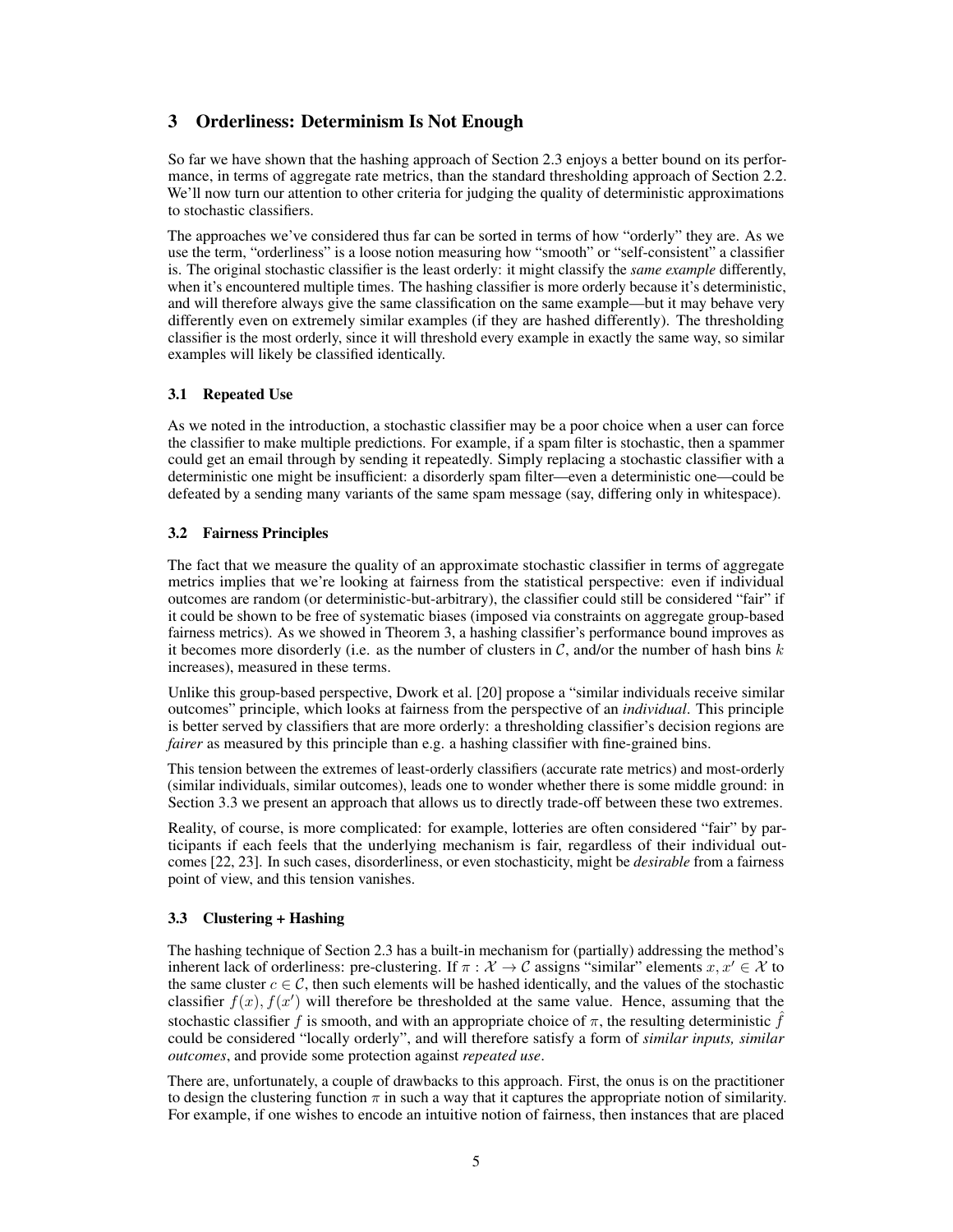## 3 Orderliness: Determinism Is Not Enough

So far we have shown that the hashing approach of Section 2.3 enjoys a better bound on its performance, in terms of aggregate rate metrics, than the standard thresholding approach of Section 2.2. We'll now turn our attention to other criteria for judging the quality of deterministic approximations to stochastic classifiers.

The approaches we've considered thus far can be sorted in terms of how "orderly" they are. As we use the term, "orderliness" is a loose notion measuring how "smooth" or "self-consistent" a classifier is. The original stochastic classifier is the least orderly: it might classify the *same example* differently, when it's encountered multiple times. The hashing classifier is more orderly because it's deterministic, and will therefore always give the same classification on the same example—but it may behave very differently even on extremely similar examples (if they are hashed differently). The thresholding classifier is the most orderly, since it will threshold every example in exactly the same way, so similar examples will likely be classified identically.

### 3.1 Repeated Use

As we noted in the introduction, a stochastic classifier may be a poor choice when a user can force the classifier to make multiple predictions. For example, if a spam filter is stochastic, then a spammer could get an email through by sending it repeatedly. Simply replacing a stochastic classifier with a deterministic one might be insufficient: a disorderly spam filter—even a deterministic one—could be defeated by a sending many variants of the same spam message (say, differing only in whitespace).

### 3.2 Fairness Principles

The fact that we measure the quality of an approximate stochastic classifier in terms of aggregate metrics implies that we're looking at fairness from the statistical perspective: even if individual outcomes are random (or deterministic-but-arbitrary), the classifier could still be considered "fair" if it could be shown to be free of systematic biases (imposed via constraints on aggregate group-based fairness metrics). As we showed in Theorem 3, a hashing classifier's performance bound improves as it becomes more disorderly (i.e. as the number of clusters in $\mathcal{C}$, and/or the number of hash bins $k$ increases), measured in these terms.

Unlike this group-based perspective, Dwork et al. [20] propose a "similar individuals receive similar outcomes" principle, which looks at fairness from the perspective of an *individual*. This principle is better served by classifiers that are more orderly: a thresholding classifier's decision regions are *fairer* as measured by this principle than e.g. a hashing classifier with fine-grained bins.

This tension between the extremes of least-orderly classifiers (accurate rate metrics) and most-orderly (similar individuals, similar outcomes), leads one to wonder whether there is some middle ground: in Section 3.3 we present an approach that allows us to directly trade-off between these two extremes.

Reality, of course, is more complicated: for example, lotteries are often considered "fair" by participants if each feels that the underlying mechanism is fair, regardless of their individual outcomes [22, 23]. In such cases, disorderliness, or even stochasticity, might be *desirable* from a fairness point of view, and this tension vanishes.

### 3.3 Clustering + Hashing

The hashing technique of Section 2.3 has a built-in mechanism for (partially) addressing the method's inherent lack of orderliness: pre-clustering. If $\pi : \mathcal{X} \rightarrow \mathcal{C}$ assigns "similar" elements $x, x' \in \mathcal{X}$ to the same cluster $c \in \mathcal{C}$, then such elements will be hashed identically, and the values of the stochastic classifier $f(x), f(x')$ will therefore be thresholded at the same value. Hence, assuming that the stochastic classifier $f$ is smooth, and with an appropriate choice of $\pi$, the resulting deterministic $\hat{f}$ could be considered "locally orderly", and will therefore satisfy a form of *similar inputs, similar outcomes*, and provide some protection against *repeated use*.

There are, unfortunately, a couple of drawbacks to this approach. First, the onus is on the practitioner to design the clustering function $\pi$ in such a way that it captures the appropriate notion of similarity. For example, if one wishes to encode an intuitive notion of fairness, then instances that are placed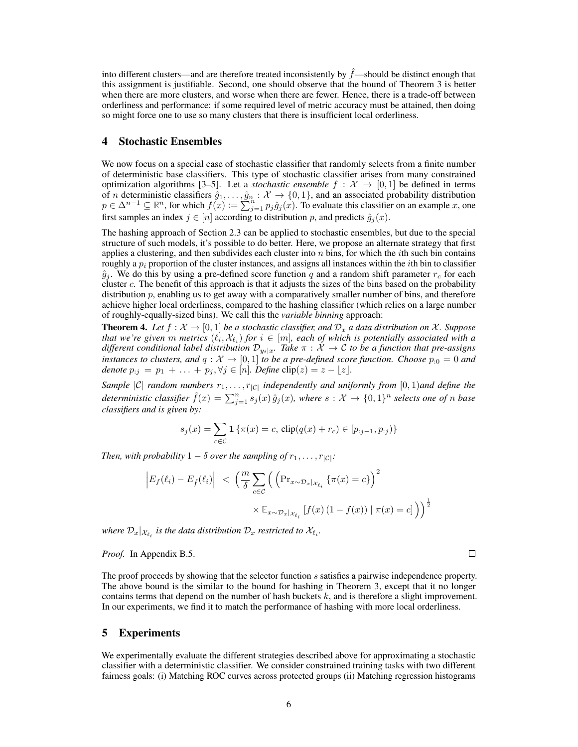into different clusters—and are therefore treated inconsistently by $\hat{f}$—should be distinct enough that this assignment is justifiable. Second, one should observe that the bound of Theorem 3 is better when there are more clusters, and worse when there are fewer. Hence, there is a trade-off between orderliness and performance: if some required level of metric accuracy must be attained, then doing so might force one to use so many clusters that there is insufficient local orderliness.

## 4 Stochastic Ensembles

We now focus on a special case of stochastic classifier that randomly selects from a finite number of deterministic base classifiers. This type of stochastic classifier arises from many constrained optimization algorithms [3–5]. Let a *stochastic ensemble* $f : \mathcal{X} \to [0, 1]$ be defined in terms of $n$ deterministic classifiers $\hat{g}_1, \ldots, \hat{g}_n : \mathcal{X} \to \{0, 1\}$, and an associated probability distribution $p \in \Delta^{n-1} \subseteq \mathbb{R}^n$, for which $f(x) := \sum_{j=1}^{n} p_j \hat{g}_j(x)$. To evaluate this classifier on an example $x$, one first samples an index $j \in [n]$ according to distribution $p$, and predicts $\hat{g}_j(x)$.

The hashing approach of Section 2.3 can be applied to stochastic ensembles, but due to the special structure of such models, it's possible to do better. Here, we propose an alternate strategy that first applies a clustering, and then subdivides each cluster into $n$ bins, for which the $i$th such bin contains roughly a $p_i$ proportion of the cluster instances, and assigns all instances within the $i$th bin to classifier $\hat{g}_j$. We do this by using a pre-defined score function $q$ and a random shift parameter $r_c$ for each cluster $c$. The benefit of this approach is that it adjusts the sizes of the bins based on the probability distribution $p$, enabling us to get away with a comparatively smaller number of bins, and therefore achieve higher local orderliness, compared to the hashing classifier (which relies on a large number of roughly-equally-sized bins). We call this the *variable binning* approach:

**Theorem 4.** *Let $f : \mathcal{X} \to [0, 1]$ be a stochastic classifier, and $\mathcal{D}_x$ a data distribution on $\mathcal{X}$. Suppose that we're given $m$ metrics $(\ell_i, \mathcal{X}_{\ell_i})$ for $i \in [m]$, each of which is potentially associated with a different conditional label distribution $\mathcal{D}_{y_i|x}$. Take $\pi : \mathcal{X} \to \mathcal{C}$ to be a function that pre-assigns instances to clusters, and $q : \mathcal{X} \to [0, 1]$ to be a pre-defined score function. Choose $p_{:0} = 0$ and denote $p_{:j} = p_1 + \ldots + p_j, \forall j \in [n]$. Define $\text{clip}(z) = z - \lfloor z \rfloor$.*

*Sample $|\mathcal{C}|$ random numbers $r_1, \ldots, r_{|\mathcal{C}|}$ independently and uniformly from $[0, 1)$and define the deterministic classifier $\hat{f}(x) = \sum_{j=1}^{n} s_j(x)\, \hat{g}_j(x)$, where $s : \mathcal{X} \to \{0, 1\}^n$ selects one of $n$ base classifiers and is given by:*

$$s_j(x) = \sum_{c \in \mathcal{C}} \mathbf{1}\left\{\pi(x) = c,\ \text{clip}(q(x) + r_c) \in [p_{:j-1}, p_{:j})\right\}$$

*Then, with probability $1 - \delta$ over the sampling of $r_1, \ldots, r_{|\mathcal{C}|}$:*

$$\left| E_f(\ell_i) - E_{\hat{f}}(\ell_i) \right| \ < \ \Bigg( \frac{m}{\delta} \sum_{c \in \mathcal{C}} \bigg( \Big( \Pr_{x \sim \mathcal{D}_x|_{\mathcal{X}_{\ell_i}}} \{\pi(x) = c\} \Big)^2 \times \mathbb{E}_{x \sim \mathcal{D}_x|_{\mathcal{X}_{\ell_i}}} \left[ f(x)\,(1 - f(x)) \mid \pi(x) = c \right] \bigg) \Bigg)^{\frac{1}{2}}$$

*where $\mathcal{D}_x|_{\mathcal{X}_{\ell_i}}$ is the data distribution $\mathcal{D}_x$ restricted to $\mathcal{X}_{\ell_i}$.*

*Proof.* In Appendix B.5. □

The proof proceeds by showing that the selector function $s$ satisfies a pairwise independence property. The above bound is the similar to the bound for hashing in Theorem 3, except that it no longer contains terms that depend on the number of hash buckets $k$, and is therefore a slight improvement. In our experiments, we find it to match the performance of hashing with more local orderliness.

## 5 Experiments

We experimentally evaluate the different strategies described above for approximating a stochastic classifier with a deterministic classifier. We consider constrained training tasks with two different fairness goals: (i) Matching ROC curves across protected groups (ii) Matching regression histograms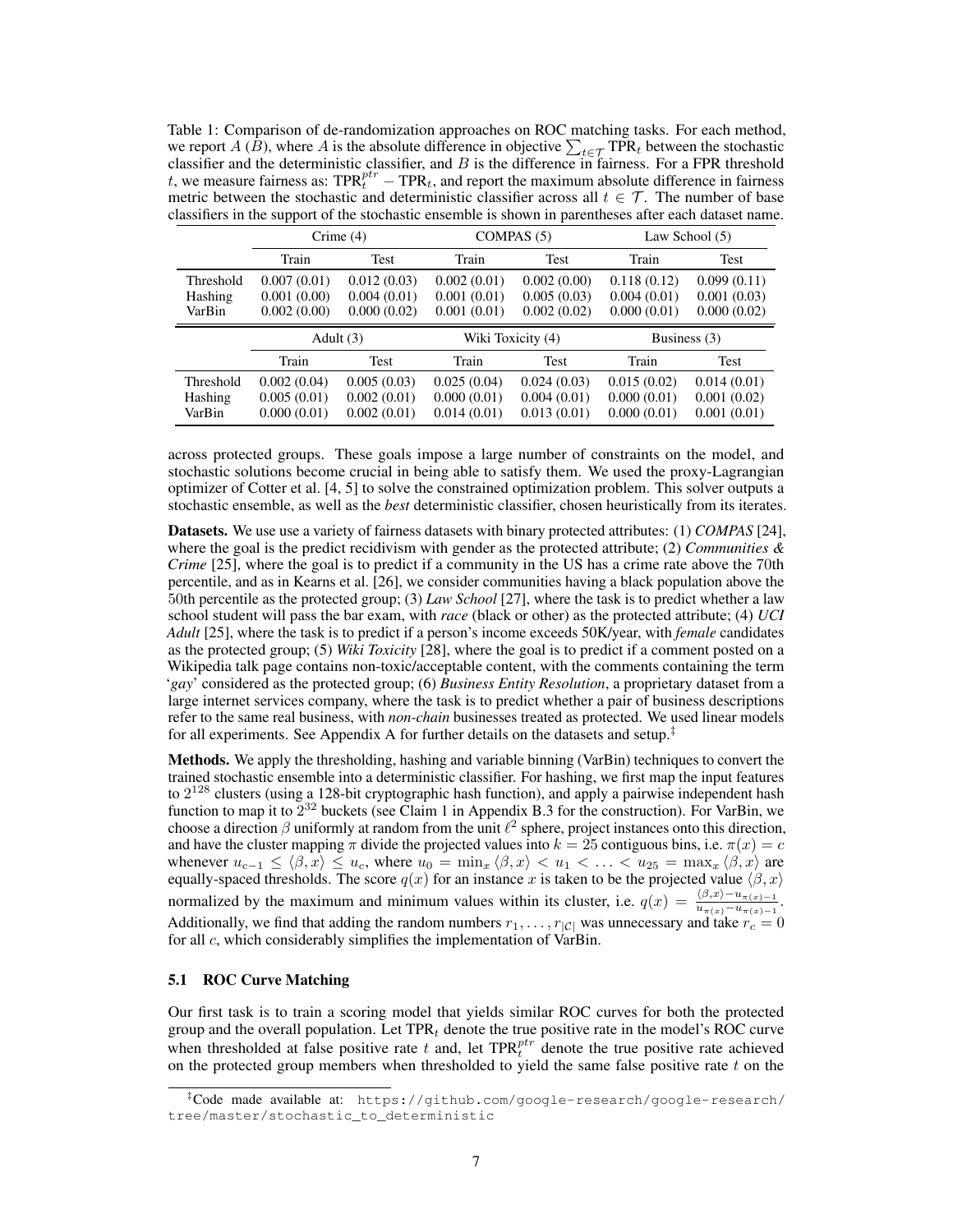Table 1: Comparison of de-randomization approaches on ROC matching tasks. For each method, we report $A$ ($B$), where $A$ is the absolute difference in objective $\sum_{t \in \mathcal{T}} \text{TPR}_t$ between the stochastic classifier and the deterministic classifier, and $B$ is the difference in fairness. For a FPR threshold $t$, we measure fairness as: $\text{TPR}_t^{ptr} - \text{TPR}_t$, and report the maximum absolute difference in fairness metric between the stochastic and deterministic classifier across all $t \in \mathcal{T}$. The number of base classifiers in the support of the stochastic ensemble is shown in parentheses after each dataset name.

| | Crime (4) | | COMPAS (5) | | Law School (5) | |
|---|---|---|---|---|---|---|
| | Train | Test | Train | Test | Train | Test |
| Threshold | 0.007 (0.01) | 0.012 (0.03) | 0.002 (0.01) | 0.002 (0.00) | 0.118 (0.12) | 0.099 (0.11) |
| Hashing | 0.001 (0.00) | 0.004 (0.01) | 0.001 (0.01) | 0.005 (0.03) | 0.004 (0.01) | 0.001 (0.03) |
| VarBin | 0.002 (0.00) | 0.000 (0.02) | 0.001 (0.01) | 0.002 (0.02) | 0.000 (0.01) | 0.000 (0.02) |

| | Adult (3) | | Wiki Toxicity (4) | | Business (3) | |
|---|---|---|---|---|---|---|
| | Train | Test | Train | Test | Train | Test |
| Threshold | 0.002 (0.04) | 0.005 (0.03) | 0.025 (0.04) | 0.024 (0.03) | 0.015 (0.02) | 0.014 (0.01) |
| Hashing | 0.005 (0.01) | 0.002 (0.01) | 0.000 (0.01) | 0.004 (0.01) | 0.000 (0.01) | 0.001 (0.02) |
| VarBin | 0.000 (0.01) | 0.002 (0.01) | 0.014 (0.01) | 0.013 (0.01) | 0.000 (0.01) | 0.001 (0.01) |

across protected groups. These goals impose a large number of constraints on the model, and stochastic solutions become crucial in being able to satisfy them. We used the proxy-Lagrangian optimizer of Cotter et al. [4, 5] to solve the constrained optimization problem. This solver outputs a stochastic ensemble, as well as the *best* deterministic classifier, chosen heuristically from its iterates.

**Datasets.** We use use a variety of fairness datasets with binary protected attributes: (1) *COMPAS* [24], where the goal is the predict recidivism with gender as the protected attribute; (2) *Communities & Crime* [25], where the goal is to predict if a community in the US has a crime rate above the 70th percentile, and as in Kearns et al. [26], we consider communities having a black population above the 50th percentile as the protected group; (3) *Law School* [27], where the task is to predict whether a law school student will pass the bar exam, with *race* (black or other) as the protected attribute; (4) *UCI Adult* [25], where the task is to predict if a person's income exceeds 50K/year, with *female* candidates as the protected group; (5) *Wiki Toxicity* [28], where the goal is to predict if a comment posted on a Wikipedia talk page contains non-toxic/acceptable content, with the comments containing the term '*gay*' considered as the protected group; (6) *Business Entity Resolution*, a proprietary dataset from a large internet services company, where the task is to predict whether a pair of business descriptions refer to the same real business, with *non-chain* businesses treated as protected. We used linear models for all experiments. See Appendix A for further details on the datasets and setup.[‡]

**Methods.** We apply the thresholding, hashing and variable binning (VarBin) techniques to convert the trained stochastic ensemble into a deterministic classifier. For hashing, we first map the input features to $2^{128}$ clusters (using a 128-bit cryptographic hash function), and apply a pairwise independent hash function to map it to $2^{32}$ buckets (see Claim 1 in Appendix B.3 for the construction). For VarBin, we choose a direction $\beta$ uniformly at random from the unit $\ell^2$ sphere, project instances onto this direction, and have the cluster mapping $\pi$ divide the projected values into $k = 25$ contiguous bins, i.e. $\pi(x) = c$ whenever $u_{c-1} \leq \langle \beta, x \rangle \leq u_c$, where $u_0 = \min_x \langle \beta, x \rangle < u_1 < \ldots < u_{25} = \max_x \langle \beta, x \rangle$ are equally-spaced thresholds. The score $q(x)$ for an instance $x$ is taken to be the projected value $\langle \beta, x \rangle$ normalized by the maximum and minimum values within its cluster, i.e. $q(x) = \frac{\langle \beta, x \rangle - u_{\pi(x)-1}}{u_{\pi(x)} - u_{\pi(x)-1}}$. Additionally, we find that adding the random numbers $r_1, \ldots, r_{|\mathcal{C}|}$ was unnecessary and take $r_c = 0$ for all $c$, which considerably simplifies the implementation of VarBin.

### 5.1 ROC Curve Matching

Our first task is to train a scoring model that yields similar ROC curves for both the protected group and the overall population. Let $\text{TPR}_t$ denote the true positive rate in the model's ROC curve when thresholded at false positive rate $t$ and, let $\text{TPR}_t^{ptr}$ denote the true positive rate achieved on the protected group members when thresholded to yield the same false positive rate $t$ on the

[‡]Code made available at: https://github.com/google-research/google-research/tree/master/stochastic_to_deterministic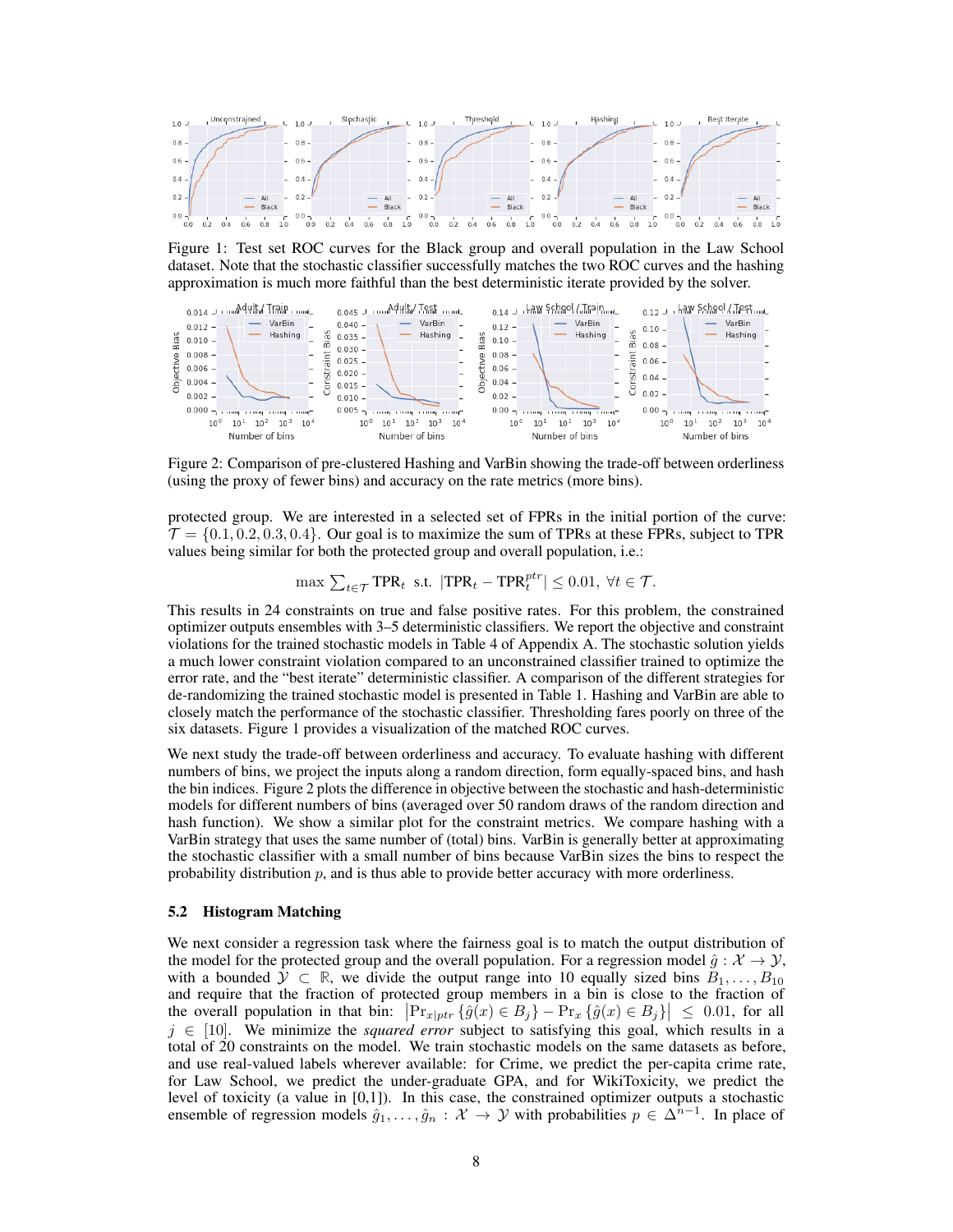Figure 1: Test set ROC curves for the Black group and overall population in the Law School dataset. Note that the stochastic classifier successfully matches the two ROC curves and the hashing approximation is much more faithful than the best deterministic iterate provided by the solver.

Figure 2: Comparison of pre-clustered Hashing and VarBin showing the trade-off between orderliness (using the proxy of fewer bins) and accuracy on the rate metrics (more bins).

protected group. We are interested in a selected set of FPRs in the initial portion of the curve: $\mathcal{T} = \{0.1, 0.2, 0.3, 0.4\}$. Our goal is to maximize the sum of TPRs at these FPRs, subject to TPR values being similar for both the protected group and overall population, i.e.:

$$\max \sum_{t \in \mathcal{T}} \text{TPR}_t \;\; \text{s.t.} \;\; |\text{TPR}_t - \text{TPR}_t^{ptr}| \leq 0.01, \; \forall t \in \mathcal{T}.$$

This results in 24 constraints on true and false positive rates. For this problem, the constrained optimizer outputs ensembles with 3–5 deterministic classifiers. We report the objective and constraint violations for the trained stochastic models in Table 4 of Appendix A. The stochastic solution yields a much lower constraint violation compared to an unconstrained classifier trained to optimize the error rate, and the "best iterate" deterministic classifier. A comparison of the different strategies for de-randomizing the trained stochastic model is presented in Table 1. Hashing and VarBin are able to closely match the performance of the stochastic classifier. Thresholding fares poorly on three of the six datasets. Figure 1 provides a visualization of the matched ROC curves.

We next study the trade-off between orderliness and accuracy. To evaluate hashing with different numbers of bins, we project the inputs along a random direction, form equally-spaced bins, and hash the bin indices. Figure 2 plots the difference in objective between the stochastic and hash-deterministic models for different numbers of bins (averaged over 50 random draws of the random direction and hash function). We show a similar plot for the constraint metrics. We compare hashing with a VarBin strategy that uses the same number of (total) bins. VarBin is generally better at approximating the stochastic classifier with a small number of bins because VarBin sizes the bins to respect the probability distribution $p$, and is thus able to provide better accuracy with more orderliness.

### 5.2 Histogram Matching

We next consider a regression task where the fairness goal is to match the output distribution of the model for the protected group and the overall population. For a regression model $\hat{g} : \mathcal{X} \to \mathcal{Y}$, with a bounded $\mathcal{Y} \subset \mathbb{R}$, we divide the output range into 10 equally sized bins $B_1, \ldots, B_{10}$ and require that the fraction of protected group members in a bin is close to the fraction of the overall population in that bin: $\left|\Pr_{x|ptr}\left\{\hat{g}(x) \in B_j\right\} - \Pr_x\left\{\hat{g}(x) \in B_j\right\}\right| \leq 0.01$, for all $j \in [10]$. We minimize the *squared error* subject to satisfying this goal, which results in a total of 20 constraints on the model. We train stochastic models on the same datasets as before, and use real-valued labels wherever available: for Crime, we predict the per-capita crime rate, for Law School, we predict the under-graduate GPA, and for WikiToxicity, we predict the level of toxicity (a value in [0,1]). In this case, the constrained optimizer outputs a stochastic ensemble of regression models $\hat{g}_1, \ldots, \hat{g}_n : \mathcal{X} \to \mathcal{Y}$ with probabilities $p \in \Delta^{n-1}$. In place of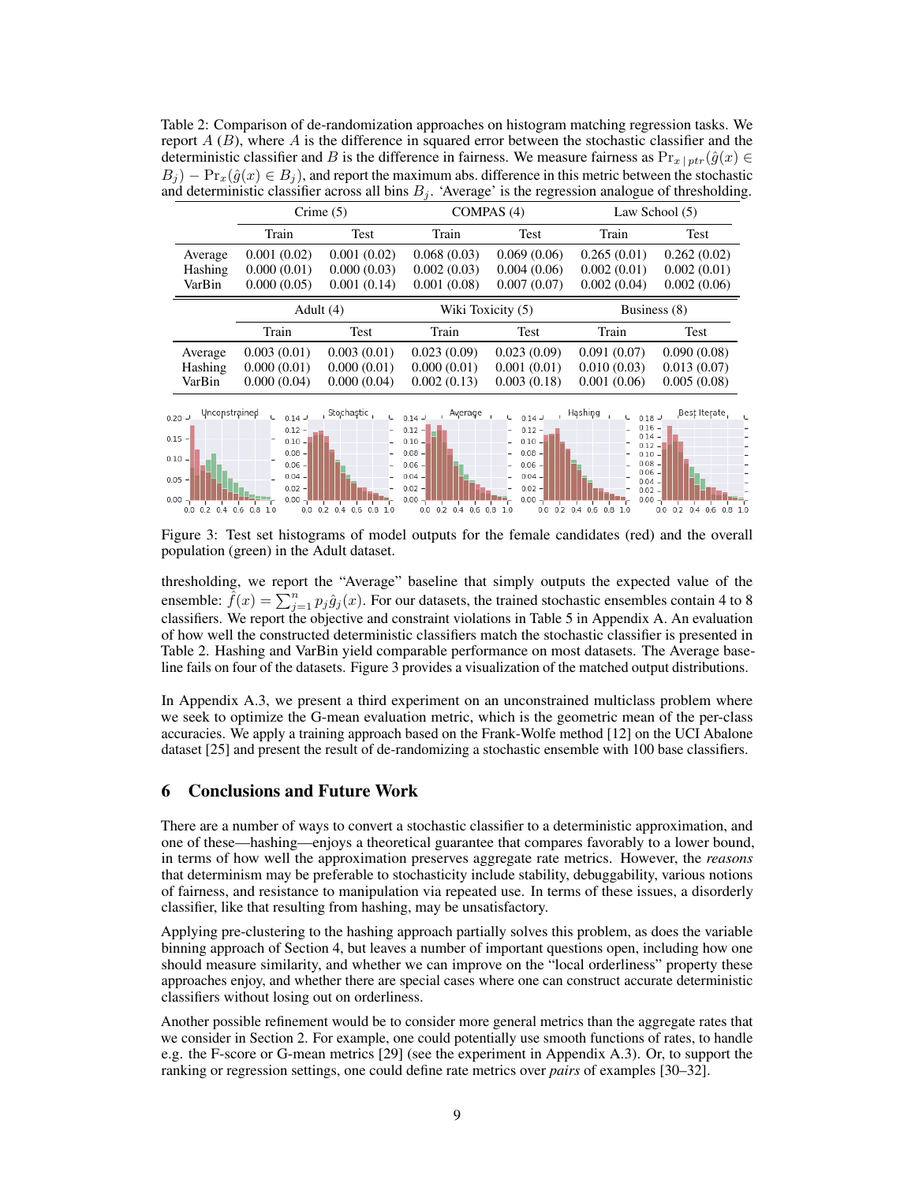Table 2: Comparison of de-randomization approaches on histogram matching regression tasks. We report $A$ ($B$), where $A$ is the difference in squared error between the stochastic classifier and the deterministic classifier and $B$ is the difference in fairness. We measure fairness as $\Pr_{x \mid ptr}(\hat{g}(x) \in B_j) - \Pr_x(\hat{g}(x) \in B_j)$, and report the maximum abs. difference in this metric between the stochastic and deterministic classifier across all bins $B_j$. 'Average' is the regression analogue of thresholding.

| | Crime (5) | | COMPAS (4) | | Law School (5) | |
|---|---|---|---|---|---|---|
| | Train | Test | Train | Test | Train | Test |
| Average | 0.001 (0.02) | 0.001 (0.02) | 0.068 (0.03) | 0.069 (0.06) | 0.265 (0.01) | 0.262 (0.02) |
| Hashing | 0.000 (0.01) | 0.000 (0.03) | 0.002 (0.03) | 0.004 (0.06) | 0.002 (0.01) | 0.002 (0.01) |
| VarBin | 0.000 (0.05) | 0.001 (0.14) | 0.001 (0.08) | 0.007 (0.07) | 0.002 (0.04) | 0.002 (0.06) |

| | Adult (4) | | Wiki Toxicity (5) | | Business (8) | |
|---|---|---|---|---|---|---|
| | Train | Test | Train | Test | Train | Test |
| Average | 0.003 (0.01) | 0.003 (0.01) | 0.023 (0.09) | 0.023 (0.09) | 0.091 (0.07) | 0.090 (0.08) |
| Hashing | 0.000 (0.01) | 0.000 (0.01) | 0.000 (0.01) | 0.001 (0.01) | 0.010 (0.03) | 0.013 (0.07) |
| VarBin | 0.000 (0.04) | 0.000 (0.04) | 0.002 (0.13) | 0.003 (0.18) | 0.001 (0.06) | 0.005 (0.08) |

Figure 3: Test set histograms of model outputs for the female candidates (red) and the overall population (green) in the Adult dataset.

thresholding, we report the "Average" baseline that simply outputs the expected value of the ensemble: $\hat{f}(x) = \sum_{j=1}^{n} p_j \hat{g}_j(x)$. For our datasets, the trained stochastic ensembles contain 4 to 8 classifiers. We report the objective and constraint violations in Table 5 in Appendix A. An evaluation of how well the constructed deterministic classifiers match the stochastic classifier is presented in Table 2. Hashing and VarBin yield comparable performance on most datasets. The Average baseline fails on four of the datasets. Figure 3 provides a visualization of the matched output distributions.

In Appendix A.3, we present a third experiment on an unconstrained multiclass problem where we seek to optimize the G-mean evaluation metric, which is the geometric mean of the per-class accuracies. We apply a training approach based on the Frank-Wolfe method [12] on the UCI Abalone dataset [25] and present the result of de-randomizing a stochastic ensemble with 100 base classifiers.

## 6 Conclusions and Future Work

There are a number of ways to convert a stochastic classifier to a deterministic approximation, and one of these—hashing—enjoys a theoretical guarantee that compares favorably to a lower bound, in terms of how well the approximation preserves aggregate rate metrics. However, the *reasons* that determinism may be preferable to stochasticity include stability, debuggability, various notions of fairness, and resistance to manipulation via repeated use. In terms of these issues, a disorderly classifier, like that resulting from hashing, may be unsatisfactory.

Applying pre-clustering to the hashing approach partially solves this problem, as does the variable binning approach of Section 4, but leaves a number of important questions open, including how one should measure similarity, and whether we can improve on the "local orderliness" property these approaches enjoy, and whether there are special cases where one can construct accurate deterministic classifiers without losing out on orderliness.

Another possible refinement would be to consider more general metrics than the aggregate rates that we consider in Section 2. For example, one could potentially use smooth functions of rates, to handle e.g. the F-score or G-mean metrics [29] (see the experiment in Appendix A.3). Or, to support the ranking or regression settings, one could define rate metrics over *pairs* of examples [30–32].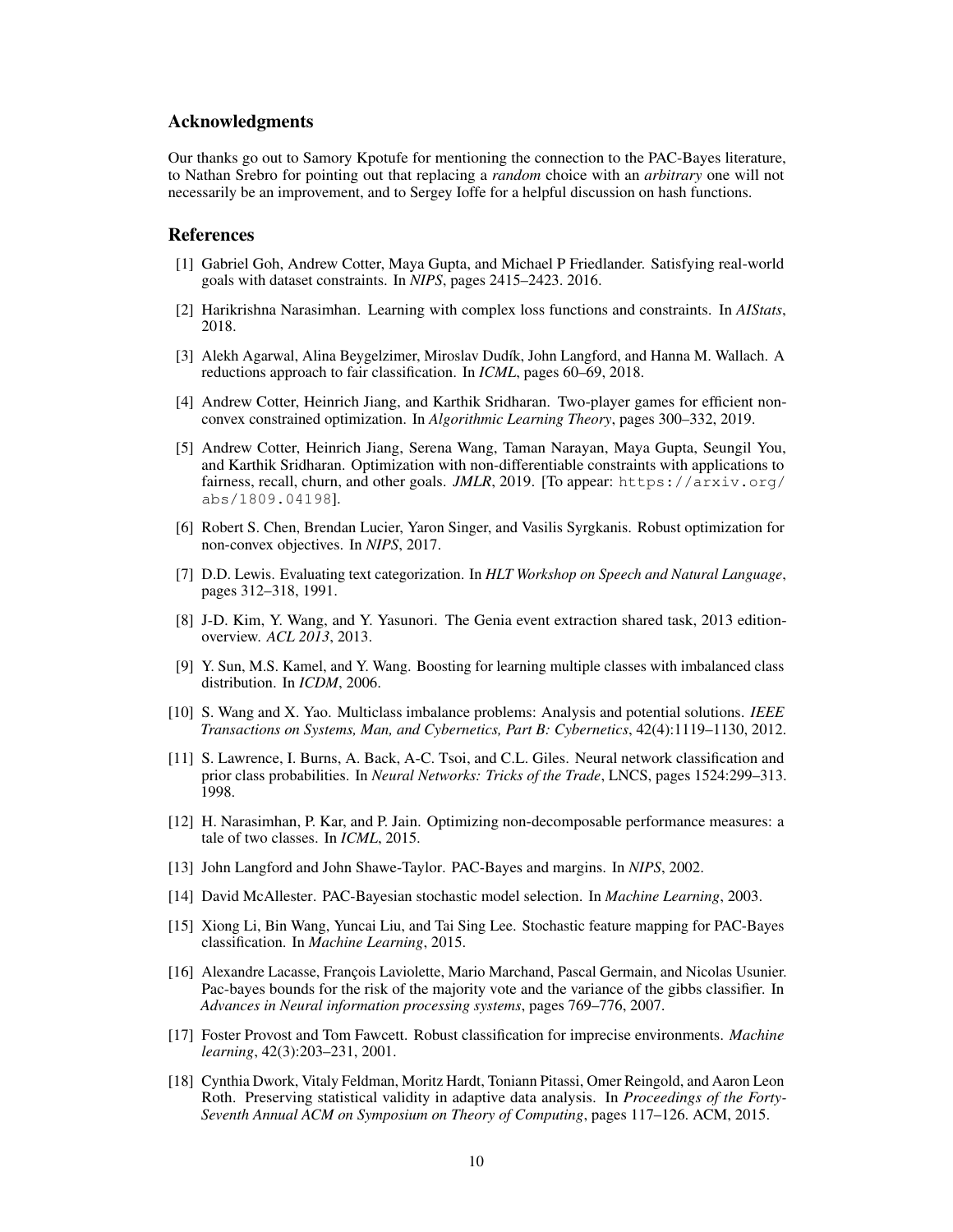## Acknowledgments

Our thanks go out to Samory Kpotufe for mentioning the connection to the PAC-Bayes literature, to Nathan Srebro for pointing out that replacing a *random* choice with an *arbitrary* one will not necessarily be an improvement, and to Sergey Ioffe for a helpful discussion on hash functions.

## References

[1] Gabriel Goh, Andrew Cotter, Maya Gupta, and Michael P Friedlander. Satisfying real-world goals with dataset constraints. In *NIPS*, pages 2415–2423. 2016.

[2] Harikrishna Narasimhan. Learning with complex loss functions and constraints. In *AIStats*, 2018.

[3] Alekh Agarwal, Alina Beygelzimer, Miroslav Dudík, John Langford, and Hanna M. Wallach. A reductions approach to fair classification. In *ICML*, pages 60–69, 2018.

[4] Andrew Cotter, Heinrich Jiang, and Karthik Sridharan. Two-player games for efficient non-convex constrained optimization. In *Algorithmic Learning Theory*, pages 300–332, 2019.

[5] Andrew Cotter, Heinrich Jiang, Serena Wang, Taman Narayan, Maya Gupta, Seungil You, and Karthik Sridharan. Optimization with non-differentiable constraints with applications to fairness, recall, churn, and other goals. *JMLR*, 2019. [To appear: `https://arxiv.org/abs/1809.04198`].

[6] Robert S. Chen, Brendan Lucier, Yaron Singer, and Vasilis Syrgkanis. Robust optimization for non-convex objectives. In *NIPS*, 2017.

[7] D.D. Lewis. Evaluating text categorization. In *HLT Workshop on Speech and Natural Language*, pages 312–318, 1991.

[8] J-D. Kim, Y. Wang, and Y. Yasunori. The Genia event extraction shared task, 2013 edition-overview. *ACL 2013*, 2013.

[9] Y. Sun, M.S. Kamel, and Y. Wang. Boosting for learning multiple classes with imbalanced class distribution. In *ICDM*, 2006.

[10] S. Wang and X. Yao. Multiclass imbalance problems: Analysis and potential solutions. *IEEE Transactions on Systems, Man, and Cybernetics, Part B: Cybernetics*, 42(4):1119–1130, 2012.

[11] S. Lawrence, I. Burns, A. Back, A-C. Tsoi, and C.L. Giles. Neural network classification and prior class probabilities. In *Neural Networks: Tricks of the Trade*, LNCS, pages 1524:299–313. 1998.

[12] H. Narasimhan, P. Kar, and P. Jain. Optimizing non-decomposable performance measures: a tale of two classes. In *ICML*, 2015.

[13] John Langford and John Shawe-Taylor. PAC-Bayes and margins. In *NIPS*, 2002.

[14] David McAllester. PAC-Bayesian stochastic model selection. In *Machine Learning*, 2003.

[15] Xiong Li, Bin Wang, Yuncai Liu, and Tai Sing Lee. Stochastic feature mapping for PAC-Bayes classification. In *Machine Learning*, 2015.

[16] Alexandre Lacasse, François Laviolette, Mario Marchand, Pascal Germain, and Nicolas Usunier. Pac-bayes bounds for the risk of the majority vote and the variance of the gibbs classifier. In *Advances in Neural information processing systems*, pages 769–776, 2007.

[17] Foster Provost and Tom Fawcett. Robust classification for imprecise environments. *Machine learning*, 42(3):203–231, 2001.

[18] Cynthia Dwork, Vitaly Feldman, Moritz Hardt, Toniann Pitassi, Omer Reingold, and Aaron Leon Roth. Preserving statistical validity in adaptive data analysis. In *Proceedings of the Forty-Seventh Annual ACM on Symposium on Theory of Computing*, pages 117–126. ACM, 2015.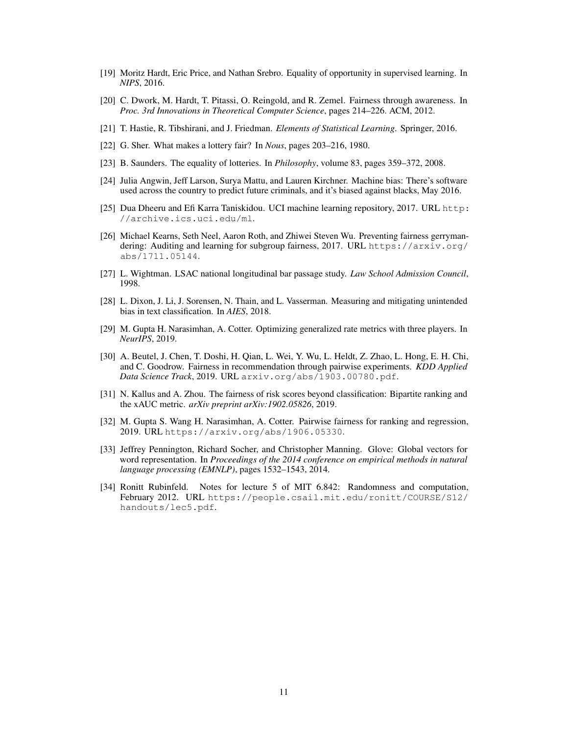[19] Moritz Hardt, Eric Price, and Nathan Srebro. Equality of opportunity in supervised learning. In *NIPS*, 2016.

[20] C. Dwork, M. Hardt, T. Pitassi, O. Reingold, and R. Zemel. Fairness through awareness. In *Proc. 3rd Innovations in Theoretical Computer Science*, pages 214–226. ACM, 2012.

[21] T. Hastie, R. Tibshirani, and J. Friedman. *Elements of Statistical Learning*. Springer, 2016.

[22] G. Sher. What makes a lottery fair? In *Nous*, pages 203–216, 1980.

[23] B. Saunders. The equality of lotteries. In *Philosophy*, volume 83, pages 359–372, 2008.

[24] Julia Angwin, Jeff Larson, Surya Mattu, and Lauren Kirchner. Machine bias: There's software used across the country to predict future criminals, and it's biased against blacks, May 2016.

[25] Dua Dheeru and Efi Karra Taniskidou. UCI machine learning repository, 2017. URL `http://archive.ics.uci.edu/ml`.

[26] Michael Kearns, Seth Neel, Aaron Roth, and Zhiwei Steven Wu. Preventing fairness gerrymandering: Auditing and learning for subgroup fairness, 2017. URL `https://arxiv.org/abs/1711.05144`.

[27] L. Wightman. LSAC national longitudinal bar passage study. *Law School Admission Council*, 1998.

[28] L. Dixon, J. Li, J. Sorensen, N. Thain, and L. Vasserman. Measuring and mitigating unintended bias in text classification. In *AIES*, 2018.

[29] M. Gupta H. Narasimhan, A. Cotter. Optimizing generalized rate metrics with three players. In *NeurIPS*, 2019.

[30] A. Beutel, J. Chen, T. Doshi, H. Qian, L. Wei, Y. Wu, L. Heldt, Z. Zhao, L. Hong, E. H. Chi, and C. Goodrow. Fairness in recommendation through pairwise experiments. *KDD Applied Data Science Track*, 2019. URL `arxiv.org/abs/1903.00780.pdf`.

[31] N. Kallus and A. Zhou. The fairness of risk scores beyond classification: Bipartite ranking and the xAUC metric. *arXiv preprint arXiv:1902.05826*, 2019.

[32] M. Gupta S. Wang H. Narasimhan, A. Cotter. Pairwise fairness for ranking and regression, 2019. URL `https://arxiv.org/abs/1906.05330`.

[33] Jeffrey Pennington, Richard Socher, and Christopher Manning. Glove: Global vectors for word representation. In *Proceedings of the 2014 conference on empirical methods in natural language processing (EMNLP)*, pages 1532–1543, 2014.

[34] Ronitt Rubinfeld. Notes for lecture 5 of MIT 6.842: Randomness and computation, February 2012. URL `https://people.csail.mit.edu/ronitt/COURSE/S12/handouts/lec5.pdf`.